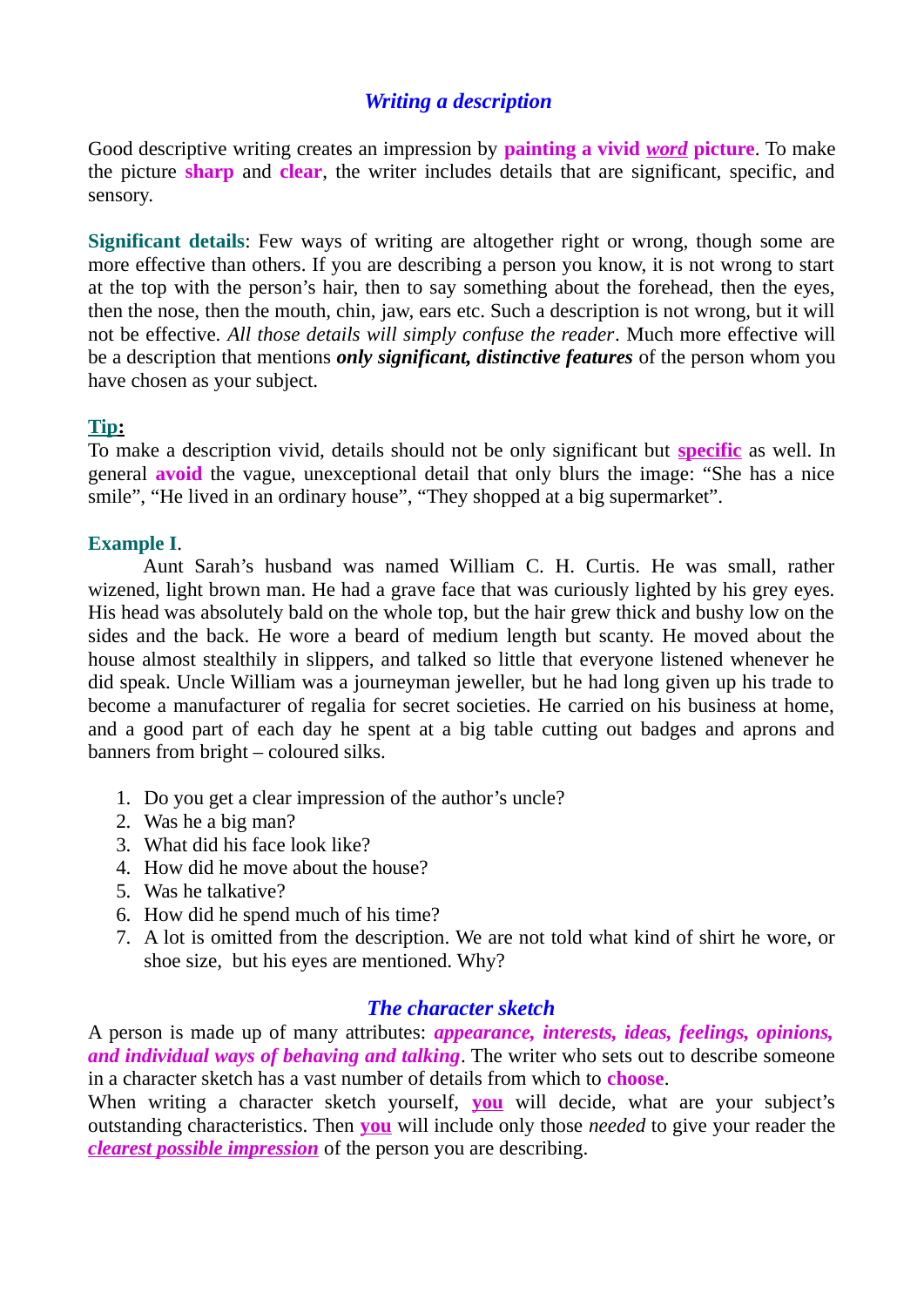## *Writing a description*

Good descriptive writing creates an impression by **painting a vivid *word* picture**. To make the picture **sharp** and **clear**, the writer includes details that are significant, specific, and sensory.

**Significant details**: Few ways of writing are altogether right or wrong, though some are more effective than others. If you are describing a person you know, it is not wrong to start at the top with the person's hair, then to say something about the forehead, then the eyes, then the nose, then the mouth, chin, jaw, ears etc. Such a description is not wrong, but it will not be effective. *All those details will simply confuse the reader*. Much more effective will be a description that mentions ***only significant, distinctive features*** of the person whom you have chosen as your subject.

**Tip:**

To make a description vivid, details should not be only significant but **specific** as well. In general **avoid** the vague, unexceptional detail that only blurs the image: "She has a nice smile", "He lived in an ordinary house", "They shopped at a big supermarket".

**Example I**.

Aunt Sarah's husband was named William C. H. Curtis. He was small, rather wizened, light brown man. He had a grave face that was curiously lighted by his grey eyes. His head was absolutely bald on the whole top, but the hair grew thick and bushy low on the sides and the back. He wore a beard of medium length but scanty. He moved about the house almost stealthily in slippers, and talked so little that everyone listened whenever he did speak. Uncle William was a journeyman jeweller, but he had long given up his trade to become a manufacturer of regalia for secret societies. He carried on his business at home, and a good part of each day he spent at a big table cutting out badges and aprons and banners from bright – coloured silks.

1. Do you get a clear impression of the author's uncle?
2. Was he a big man?
3. What did his face look like?
4. How did he move about the house?
5. Was he talkative?
6. How did he spend much of his time?
7. A lot is omitted from the description. We are not told what kind of shirt he wore, or shoe size, but his eyes are mentioned. Why?

## *The character sketch*

A person is made up of many attributes: ***appearance, interests, ideas, feelings, opinions, and individual ways of behaving and talking***. The writer who sets out to describe someone in a character sketch has a vast number of details from which to **choose**.

When writing a character sketch yourself, **you** will decide, what are your subject's outstanding characteristics. Then **you** will include only those *needed* to give your reader the ***clearest possible impression*** of the person you are describing.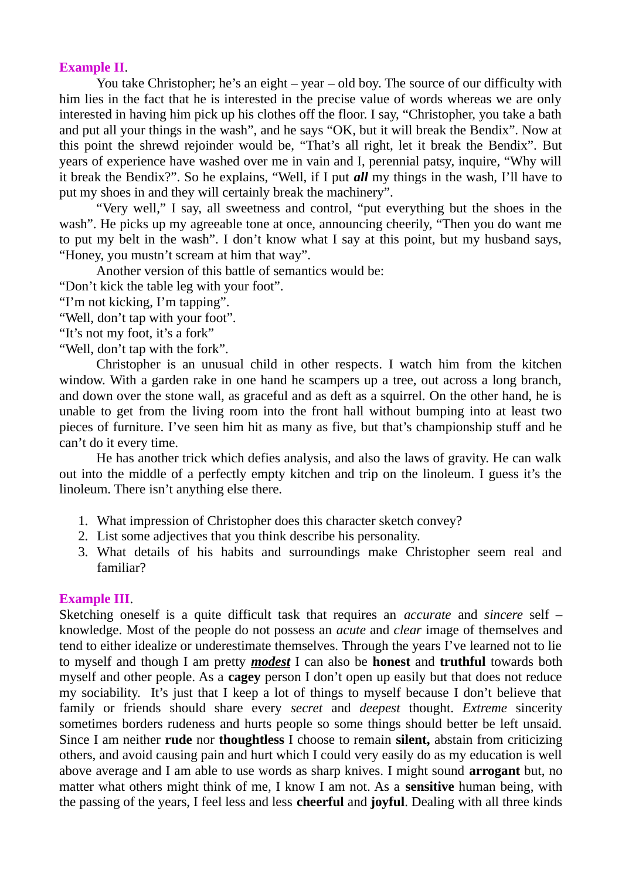**Example II**.

You take Christopher; he's an eight – year – old boy. The source of our difficulty with him lies in the fact that he is interested in the precise value of words whereas we are only interested in having him pick up his clothes off the floor. I say, "Christopher, you take a bath and put all your things in the wash", and he says "OK, but it will break the Bendix". Now at this point the shrewd rejoinder would be, "That's all right, let it break the Bendix". But years of experience have washed over me in vain and I, perennial patsy, inquire, "Why will it break the Bendix?". So he explains, "Well, if I put ***all*** my things in the wash, I'll have to put my shoes in and they will certainly break the machinery".

"Very well," I say, all sweetness and control, "put everything but the shoes in the wash". He picks up my agreeable tone at once, announcing cheerily, "Then you do want me to put my belt in the wash". I don't know what I say at this point, but my husband says, "Honey, you mustn't scream at him that way".

Another version of this battle of semantics would be:
"Don't kick the table leg with your foot".
"I'm not kicking, I'm tapping".
"Well, don't tap with your foot".
"It's not my foot, it's a fork"
"Well, don't tap with the fork".

Christopher is an unusual child in other respects. I watch him from the kitchen window. With a garden rake in one hand he scampers up a tree, out across a long branch, and down over the stone wall, as graceful and as deft as a squirrel. On the other hand, he is unable to get from the living room into the front hall without bumping into at least two pieces of furniture. I've seen him hit as many as five, but that's championship stuff and he can't do it every time.

He has another trick which defies analysis, and also the laws of gravity. He can walk out into the middle of a perfectly empty kitchen and trip on the linoleum. I guess it's the linoleum. There isn't anything else there.

1. What impression of Christopher does this character sketch convey?
2. List some adjectives that you think describe his personality.
3. What details of his habits and surroundings make Christopher seem real and familiar?

**Example III**.

Sketching oneself is a quite difficult task that requires an *accurate* and *sincere* self – knowledge. Most of the people do not possess an *acute* and *clear* image of themselves and tend to either idealize or underestimate themselves. Through the years I've learned not to lie to myself and though I am pretty ***<u>modest</u>*** I can also be **honest** and **truthful** towards both myself and other people. As a **cagey** person I don't open up easily but that does not reduce my sociability. It's just that I keep a lot of things to myself because I don't believe that family or friends should share every *secret* and *deepest* thought. *Extreme* sincerity sometimes borders rudeness and hurts people so some things should better be left unsaid. Since I am neither **rude** nor **thoughtless** I choose to remain **silent,** abstain from criticizing others, and avoid causing pain and hurt which I could very easily do as my education is well above average and I am able to use words as sharp knives. I might sound **arrogant** but, no matter what others might think of me, I know I am not. As a **sensitive** human being, with the passing of the years, I feel less and less **cheerful** and **joyful**. Dealing with all three kinds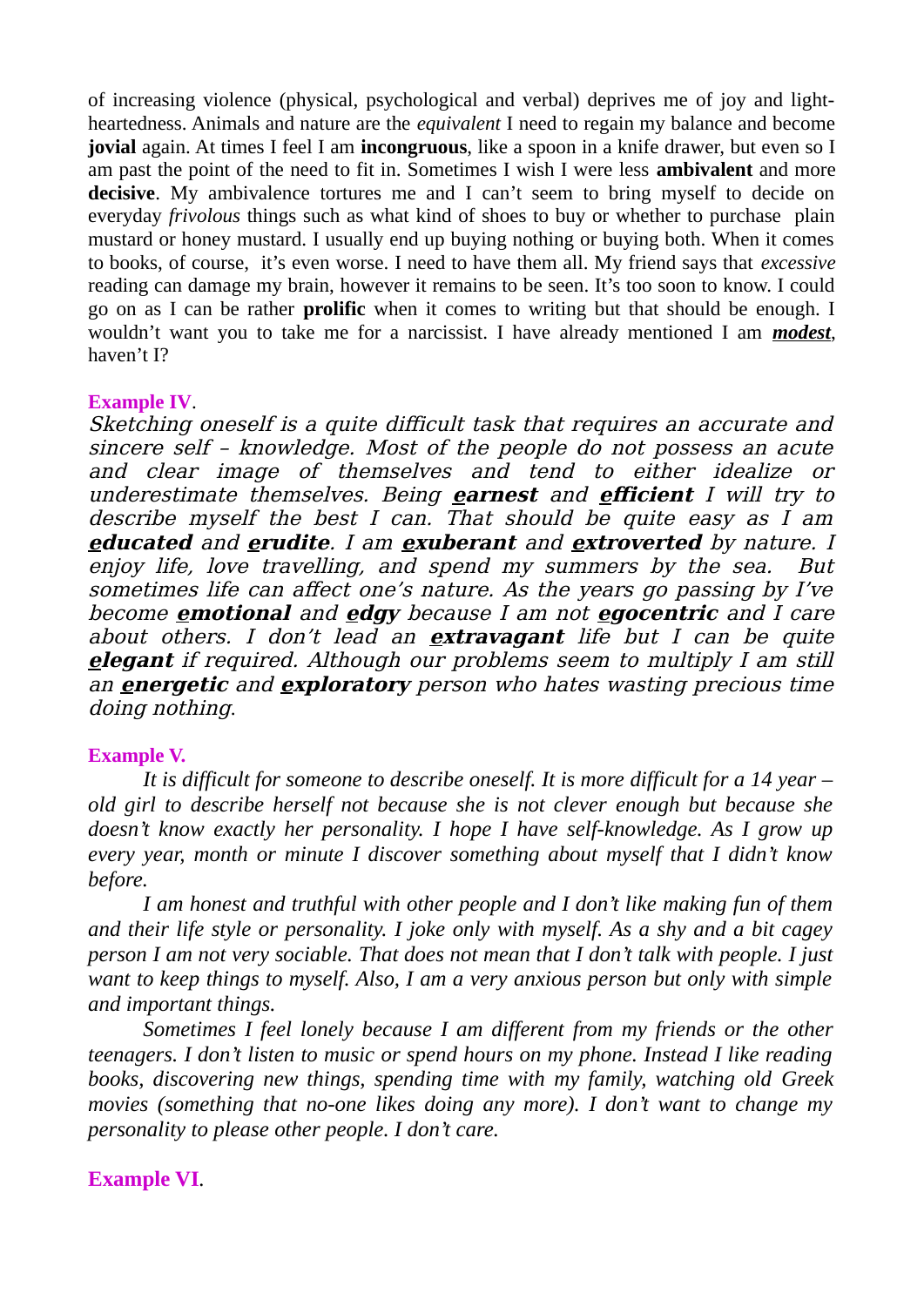of increasing violence (physical, psychological and verbal) deprives me of joy and light-heartedness. Animals and nature are the *equivalent* I need to regain my balance and become **jovial** again. At times I feel I am **incongruous**, like a spoon in a knife drawer, but even so I am past the point of the need to fit in. Sometimes I wish I were less **ambivalent** and more **decisive**. My ambivalence tortures me and I can't seem to bring myself to decide on everyday *frivolous* things such as what kind of shoes to buy or whether to purchase plain mustard or honey mustard. I usually end up buying nothing or buying both. When it comes to books, of course, it's even worse. I need to have them all. My friend says that *excessive* reading can damage my brain, however it remains to be seen. It's too soon to know. I could go on as I can be rather **prolific** when it comes to writing but that should be enough. I wouldn't want you to take me for a narcissist. I have already mentioned I am ***modest***, haven't I?

**Example IV**.

*Sketching oneself is a quite difficult task that requires an accurate and sincere self – knowledge. Most of the people do not possess an acute and clear image of themselves and tend to either idealize or underestimate themselves. Being **earnest** and **efficient** I will try to describe myself the best I can. That should be quite easy as I am **educated** and **erudite**. I am **exuberant** and **extroverted** by nature. I enjoy life, love travelling, and spend my summers by the sea. But sometimes life can affect one's nature. As the years go passing by I've become **emotional** and **edgy** because I am not **egocentric** and I care about others. I don't lead an **extravagant** life but I can be quite **elegant** if required. Although our problems seem to multiply I am still an **energetic** and **exploratory** person who hates wasting precious time doing nothing.*

**Example V.**

*It is difficult for someone to describe oneself. It is more difficult for a 14 year – old girl to describe herself not because she is not clever enough but because she doesn't know exactly her personality. I hope I have self-knowledge. As I grow up every year, month or minute I discover something about myself that I didn't know before.*

*I am honest and truthful with other people and I don't like making fun of them and their life style or personality. I joke only with myself. As a shy and a bit cagey person I am not very sociable. That does not mean that I don't talk with people. I just want to keep things to myself. Also, I am a very anxious person but only with simple and important things.*

*Sometimes I feel lonely because I am different from my friends or the other teenagers. I don't listen to music or spend hours on my phone. Instead I like reading books, discovering new things, spending time with my family, watching old Greek movies (something that no-one likes doing any more). I don't want to change my personality to please other people. I don't care.*

**Example VI**.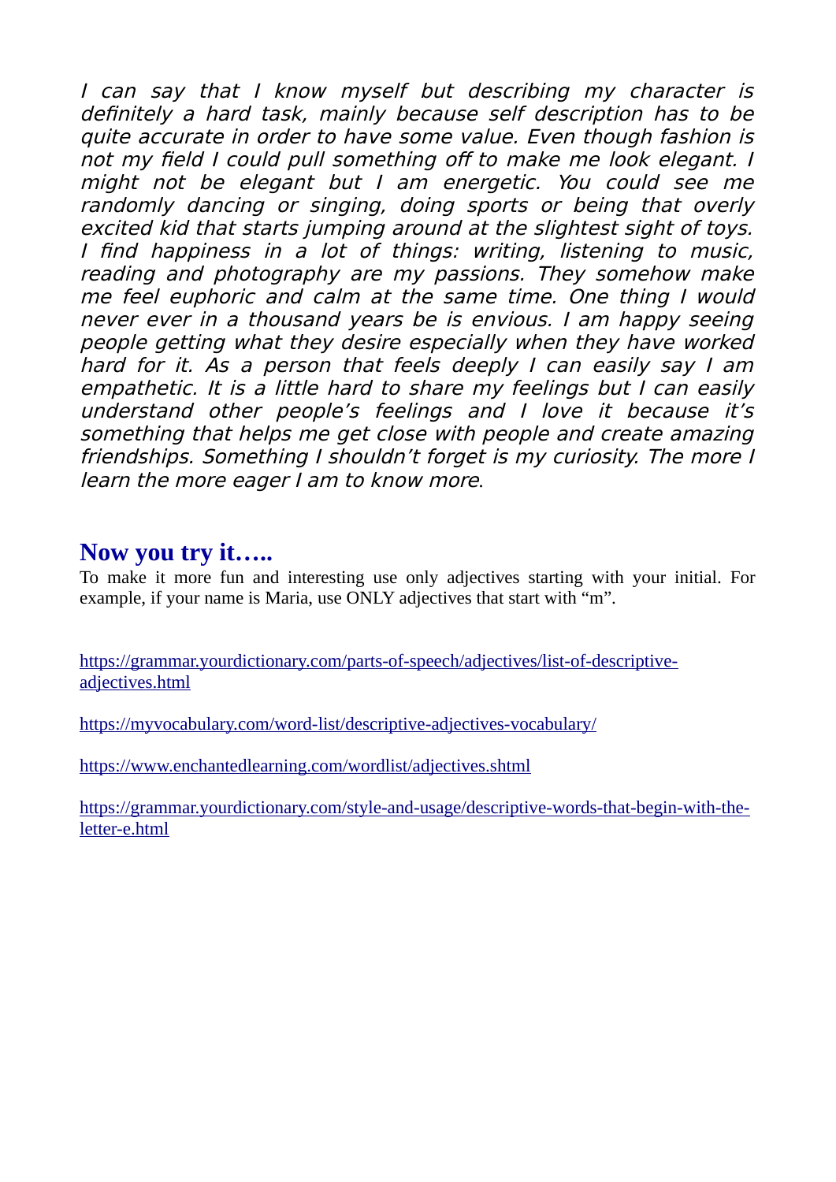*I can say that I know myself but describing my character is definitely a hard task, mainly because self description has to be quite accurate in order to have some value. Even though fashion is not my field I could pull something off to make me look elegant. I might not be elegant but I am energetic. You could see me randomly dancing or singing, doing sports or being that overly excited kid that starts jumping around at the slightest sight of toys. I find happiness in a lot of things: writing, listening to music, reading and photography are my passions. They somehow make me feel euphoric and calm at the same time. One thing I would never ever in a thousand years be is envious. I am happy seeing people getting what they desire especially when they have worked hard for it. As a person that feels deeply I can easily say I am empathetic. It is a little hard to share my feelings but I can easily understand other people's feelings and I love it because it's something that helps me get close with people and create amazing friendships. Something I shouldn't forget is my curiosity. The more I learn the more eager I am to know more*.

## Now you try it…..

To make it more fun and interesting use only adjectives starting with your initial. For example, if your name is Maria, use ONLY adjectives that start with "m".

https://grammar.yourdictionary.com/parts-of-speech/adjectives/list-of-descriptive-adjectives.html

https://myvocabulary.com/word-list/descriptive-adjectives-vocabulary/

https://www.enchantedlearning.com/wordlist/adjectives.shtml

https://grammar.yourdictionary.com/style-and-usage/descriptive-words-that-begin-with-the-letter-e.html